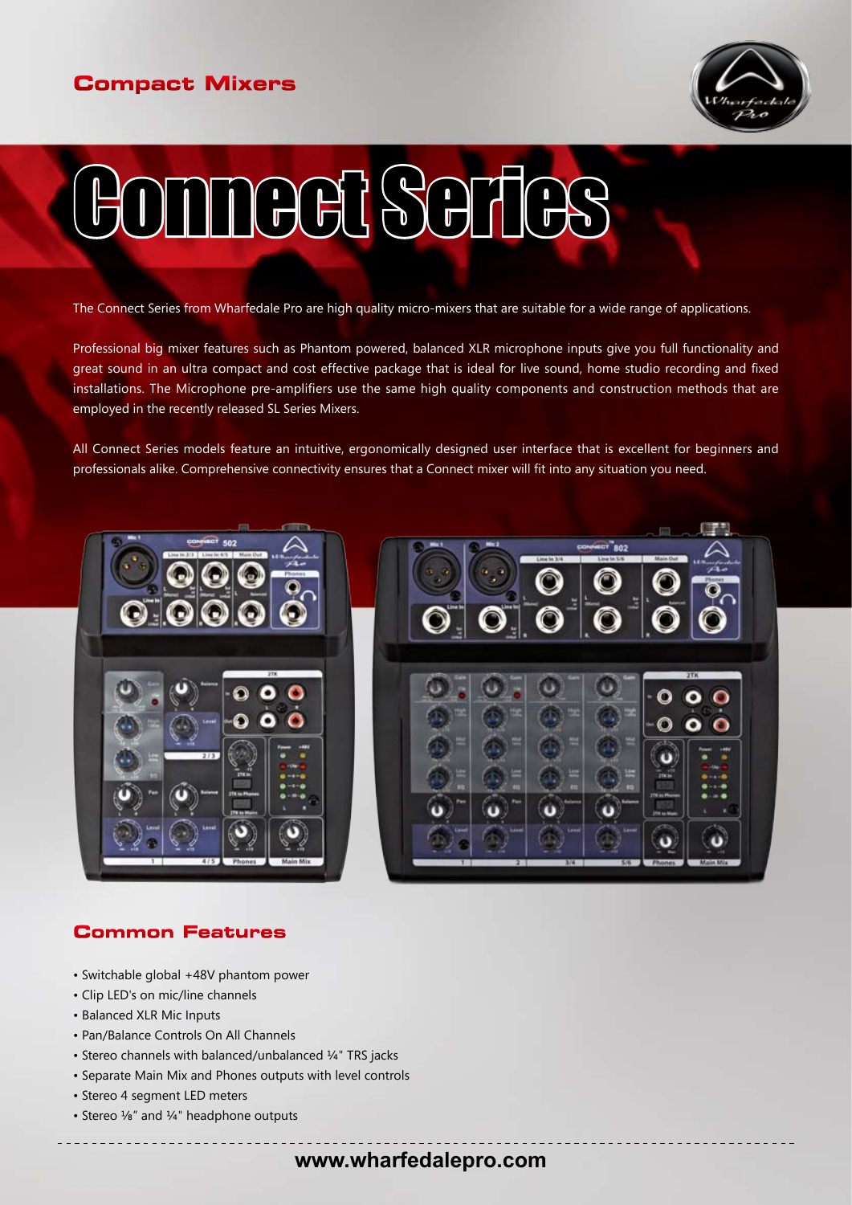## Compact Mixers

# Connect Series

The Connect Series from Wharfedale Pro are high quality micro-mixers that are suitable for a wide range of applications.

Professional big mixer features such as Phantom powered, balanced XLR microphone inputs give you full functionality and great sound in an ultra compact and cost effective package that is ideal for live sound, home studio recording and fixed installations. The Microphone pre-amplifiers use the same high quality components and construction methods that are employed in the recently released SL Series Mixers.

All Connect Series models feature an intuitive, ergonomically designed user interface that is excellent for beginners and professionals alike. Comprehensive connectivity ensures that a Connect mixer will fit into any situation you need.

## Common Features

- Switchable global +48V phantom power
- Clip LED's on mic/line channels
- Balanced XLR Mic Inputs
- Pan/Balance Controls On All Channels
- Stereo channels with balanced/unbalanced ¼" TRS jacks
- Separate Main Mix and Phones outputs with level controls
- Stereo 4 segment LED meters
- Stereo ⅛" and ¼" headphone outputs

www.wharfedalepro.com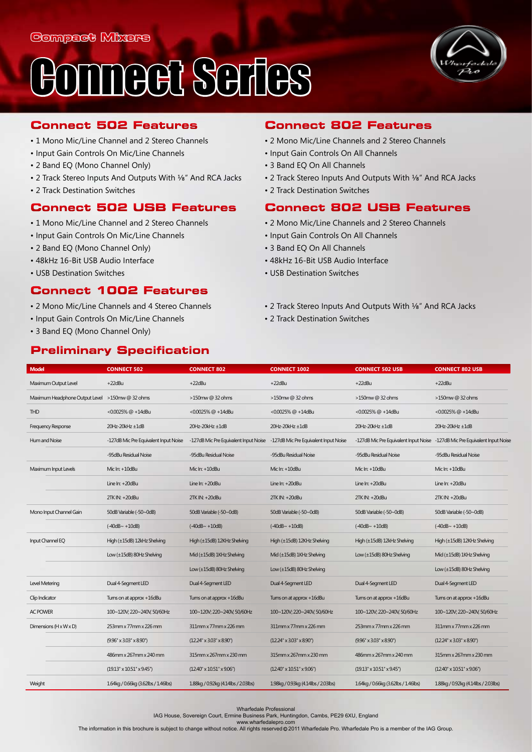Compact Mixers

# Connect Series

## Connect 502 Features

- 1 Mono Mic/Line Channel and 2 Stereo Channels
- Input Gain Controls On Mic/Line Channels
- 2 Band EQ (Mono Channel Only)
- 2 Track Stereo Inputs And Outputs With ⅛" And RCA Jacks
- 2 Track Destination Switches

## Connect 502 USB Features

- 1 Mono Mic/Line Channel and 2 Stereo Channels
- Input Gain Controls On Mic/Line Channels
- 2 Band EQ (Mono Channel Only)
- 48kHz 16-Bit USB Audio Interface
- USB Destination Switches

## Connect 1002 Features

- 2 Mono Mic/Line Channels and 4 Stereo Channels
- Input Gain Controls On Mic/Line Channels
- 3 Band EQ (Mono Channel Only)
- 2 Track Stereo Inputs And Outputs With ⅛" And RCA Jacks
- 2 Track Destination Switches

## Connect 802 Features

- 2 Mono Mic/Line Channels and 2 Stereo Channels
- Input Gain Controls On All Channels
- 3 Band EQ On All Channels
- 2 Track Stereo Inputs And Outputs With ⅛" And RCA Jacks
- 2 Track Destination Switches

## Connect 802 USB Features

- 2 Mono Mic/Line Channels and 2 Stereo Channels
- Input Gain Controls On All Channels
- 3 Band EQ On All Channels
- 48kHz 16-Bit USB Audio Interface
- USB Destination Switches

## Preliminary Specification

| Model | CONNECT 502 | CONNECT 802 | CONNECT 1002 | CONNECT 502 USB | CONNECT 802 USB |
|---|---|---|---|---|---|
| Maximum Output Level | +22dBu | +22dBu | +22dBu | +22dBu | +22dBu |
| Maximum Headphone Output Level | >150mw @ 32 ohms | >150mw @ 32 ohms | >150mw @ 32 ohms | >150mw @ 32 ohms | >150mw @ 32 ohms |
| THD | <0.0025% @ +14dBu | <0.0025% @ +14dBu | <0.0025% @ +14dBu | <0.0025% @ +14dBu | <0.0025% @ +14dBu |
| Frequency Response | 20Hz-20kHz ±1dB | 20Hz-20kHz ±1dB | 20Hz-20kHz ±1dB | 20Hz-20kHz ±1dB | 20Hz-20kHz ±1dB |
| Hum and Noise | -127dB Mic Pre Equivalent Input Noise | -127dB Mic Pre Equivalent Input Noise | -127dB Mic Pre Equivalent Input Noise | -127dB Mic Pre Equivalent Input Noise | -127dB Mic Pre Equivalent Input Noise |
| | -95dBu Residual Noise | -95dBu Residual Noise | -95dBu Residual Noise | -95dBu Residual Noise | -95dBu Residual Noise |
| Maximum Input Levels | Mic In: +10dBu | Mic In: +10dBu | Mic In: +10dBu | Mic In: +10dBu | Mic In: +10dBu |
| | Line In: +20dBu | Line In: +20dBu | Line In: +20dBu | Line In: +20dBu | Line In: +20dBu |
| | 2TK IN: +20dBu | 2TK IN: +20dBu | 2TK IN: +20dBu | 2TK IN: +20dBu | 2TK IN: +20dBu |
| Mono Input Channel Gain | 50dB Variable (-50~0dB) | 50dB Variable (-50~0dB) | 50dB Variable (-50~0dB) | 50dB Variable (-50~0dB) | 50dB Variable (-50~0dB) |
| | (-40dB~ +10dB) | (-40dB~ +10dB) | (-40dB~ +10dB) | (-40dB~ +10dB) | (-40dB~ +10dB) |
| Input Channel EQ | High (±15dB) 12kHz Shelving | High (±15dB) 12KHz Shelving | High (±15dB) 12KHz Shelving | High (±15dB) 12kHz Shelving | High (±15dB) 12KHz Shelving |
| | Low (±15dB) 80Hz Shelving | Mid (±15dB) 1KHz Shelving | Mid (±15dB) 1KHz Shelving | Low (±15dB) 80Hz Shelving | Mid (±15dB) 1KHz Shelving |
| | | Low (±15dB) 80Hz Shelving | Low (±15dB) 80Hz Shelving | | Low (±15dB) 80Hz Shelving |
| Level Metering | Dual 4-Segment LED | Dual 4-Segment LED | Dual 4-Segment LED | Dual 4-Segment LED | Dual 4-Segment LED |
| Clip Indicator | Turns on at approx +16dBu | Turns on at approx +16dBu | Turns on at approx +16dBu | Turns on at approx +16dBu | Turns on at approx +16dBu |
| AC POWER | 100~120V; 220~240V, 50/60Hz | 100~120V; 220~240V, 50/60Hz | 100~120V; 220~240V, 50/60Hz | 100~120V; 220~240V, 50/60Hz | 100~120V; 220~240V, 50/60Hz |
| Dimensions (H x W x D) | 253mm x 77mm x 226 mm | 311mm x 77mm x 226 mm | 311mm x 77mm x 226 mm | 253mm x 77mm x 226 mm | 311mm x 77mm x 226 mm |
| | (9.96" x 3.03" x 8.90") | (12.24" x 3.03" x 8.90") | (12.24" x 3.03" x 8.90") | (9.96" x 3.03" x 8.90") | (12.24" x 3.03" x 8.90") |
| | 486mm x 267mm x 240 mm | 315mm x 267mm x 230 mm | 315mm x 267mm x 230 mm | 486mm x 267mm x 240 mm | 315mm x 267mm x 230 mm |
| | (19.13" x 10.51" x 9.45") | (12.40" x 10.51" x 9.06") | (12.40" x 10.51" x 9.06") | (19.13" x 10.51" x 9.45") | (12.40" x 10.51" x 9.06") |
| Weight | 1.64kg / 0.66kg (3.62lbs / 1.46lbs) | 1.88kg / 0.92kg (4.14lbs / 2.03lbs) | 1.98kg / 0.93kg (4.14lbs / 2.03lbs) | 1.64kg / 0.66kg (3.62lbs / 1.46lbs) | 1.88kg / 0.92kg (4.14lbs / 2.03lbs) |

Wharfedale Professional
IAG House, Sovereign Court, Ermine Business Park, Huntingdon, Cambs, PE29 6XU, England
www.wharfedalepro.com
The information in this brochure is subject to change without notice. All rights reserved © 2011 Wharfedale Pro. Wharfedale Pro is a member of the IAG Group.